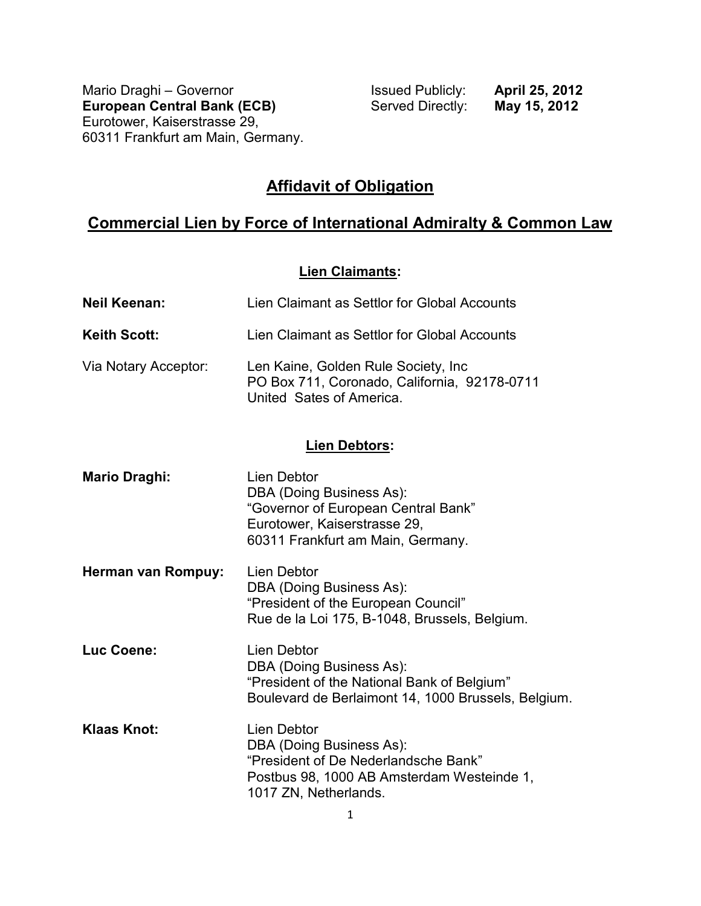Mario Draghi – Governor
**European Central Bank (ECB)**
Eurotower, Kaiserstrasse 29,
60311 Frankfurt am Main, Germany.

Issued Publicly: **April 25, 2012**
Served Directly: **May 15, 2012**

# Affidavit of Obligation

## Commercial Lien by Force of International Admiralty & Common Law

### Lien Claimants:

**Neil Keenan:** Lien Claimant as Settlor for Global Accounts

**Keith Scott:** Lien Claimant as Settlor for Global Accounts

Via Notary Acceptor: Len Kaine, Golden Rule Society, Inc
PO Box 711, Coronado, California, 92178-0711
United Sates of America.

### Lien Debtors:

**Mario Draghi:** Lien Debtor
DBA (Doing Business As):
"Governor of European Central Bank"
Eurotower, Kaiserstrasse 29,
60311 Frankfurt am Main, Germany.

**Herman van Rompuy:** Lien Debtor
DBA (Doing Business As):
"President of the European Council"
Rue de la Loi 175, B-1048, Brussels, Belgium.

**Luc Coene:** Lien Debtor
DBA (Doing Business As):
"President of the National Bank of Belgium"
Boulevard de Berlaimont 14, 1000 Brussels, Belgium.

**Klaas Knot:** Lien Debtor
DBA (Doing Business As):
"President of De Nederlandsche Bank"
Postbus 98, 1000 AB Amsterdam Westeinde 1,
1017 ZN, Netherlands.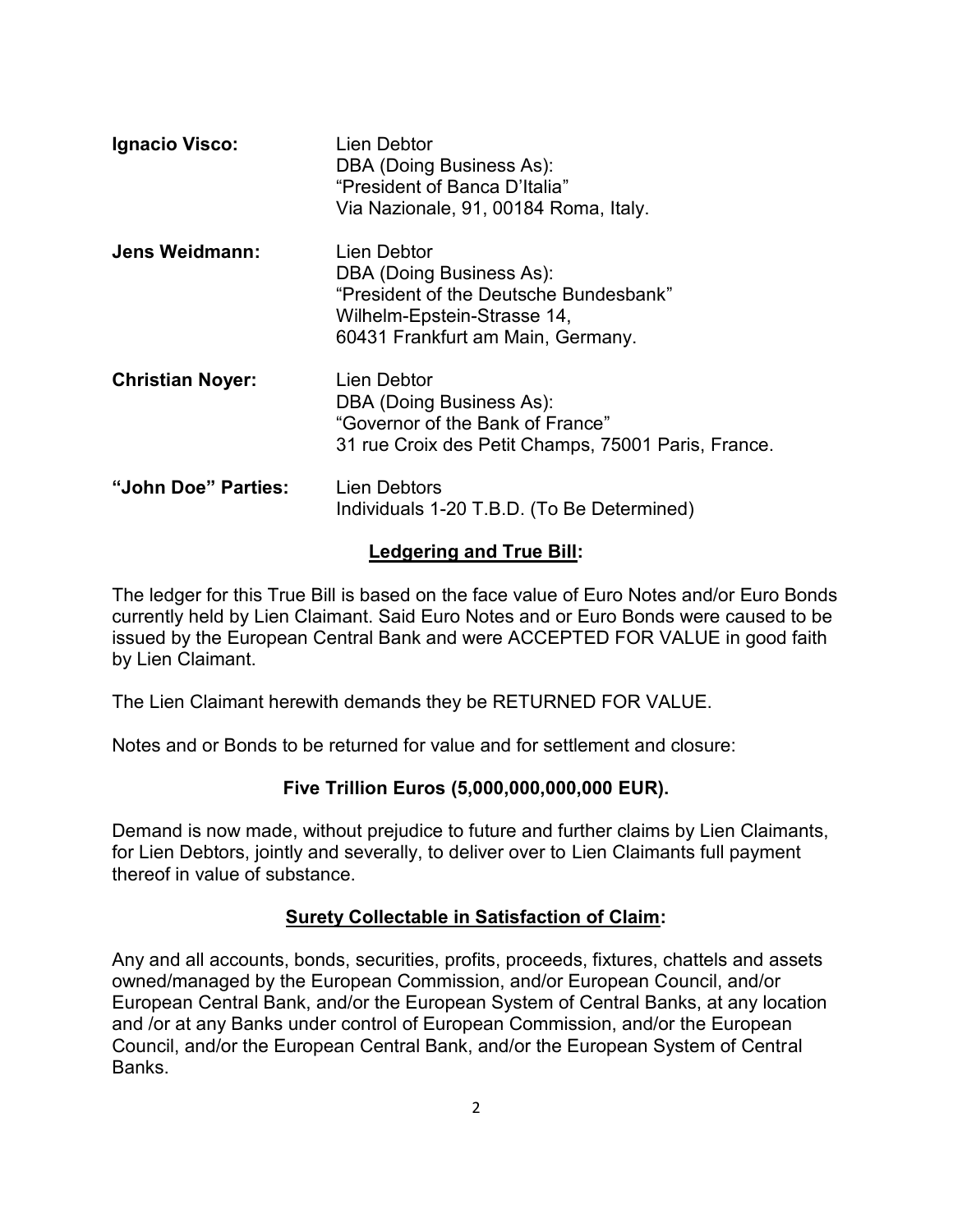**Ignacio Visco:** Lien Debtor
DBA (Doing Business As):
"President of Banca D'Italia"
Via Nazionale, 91, 00184 Roma, Italy.

**Jens Weidmann:** Lien Debtor
DBA (Doing Business As):
"President of the Deutsche Bundesbank"
Wilhelm-Epstein-Strasse 14,
60431 Frankfurt am Main, Germany.

**Christian Noyer:** Lien Debtor
DBA (Doing Business As):
"Governor of the Bank of France"
31 rue Croix des Petit Champs, 75001 Paris, France.

**"John Doe" Parties:** Lien Debtors
Individuals 1-20 T.B.D. (To Be Determined)

## <u>Ledgering and True Bill</u>:

The ledger for this True Bill is based on the face value of Euro Notes and/or Euro Bonds currently held by Lien Claimant. Said Euro Notes and or Euro Bonds were caused to be issued by the European Central Bank and were ACCEPTED FOR VALUE in good faith by Lien Claimant.

The Lien Claimant herewith demands they be RETURNED FOR VALUE.

Notes and or Bonds to be returned for value and for settlement and closure:

**Five Trillion Euros (5,000,000,000,000 EUR).**

Demand is now made, without prejudice to future and further claims by Lien Claimants, for Lien Debtors, jointly and severally, to deliver over to Lien Claimants full payment thereof in value of substance.

## <u>Surety Collectable in Satisfaction of Claim</u>:

Any and all accounts, bonds, securities, profits, proceeds, fixtures, chattels and assets owned/managed by the European Commission, and/or European Council, and/or European Central Bank, and/or the European System of Central Banks, at any location and /or at any Banks under control of European Commission, and/or the European Council, and/or the European Central Bank, and/or the European System of Central Banks.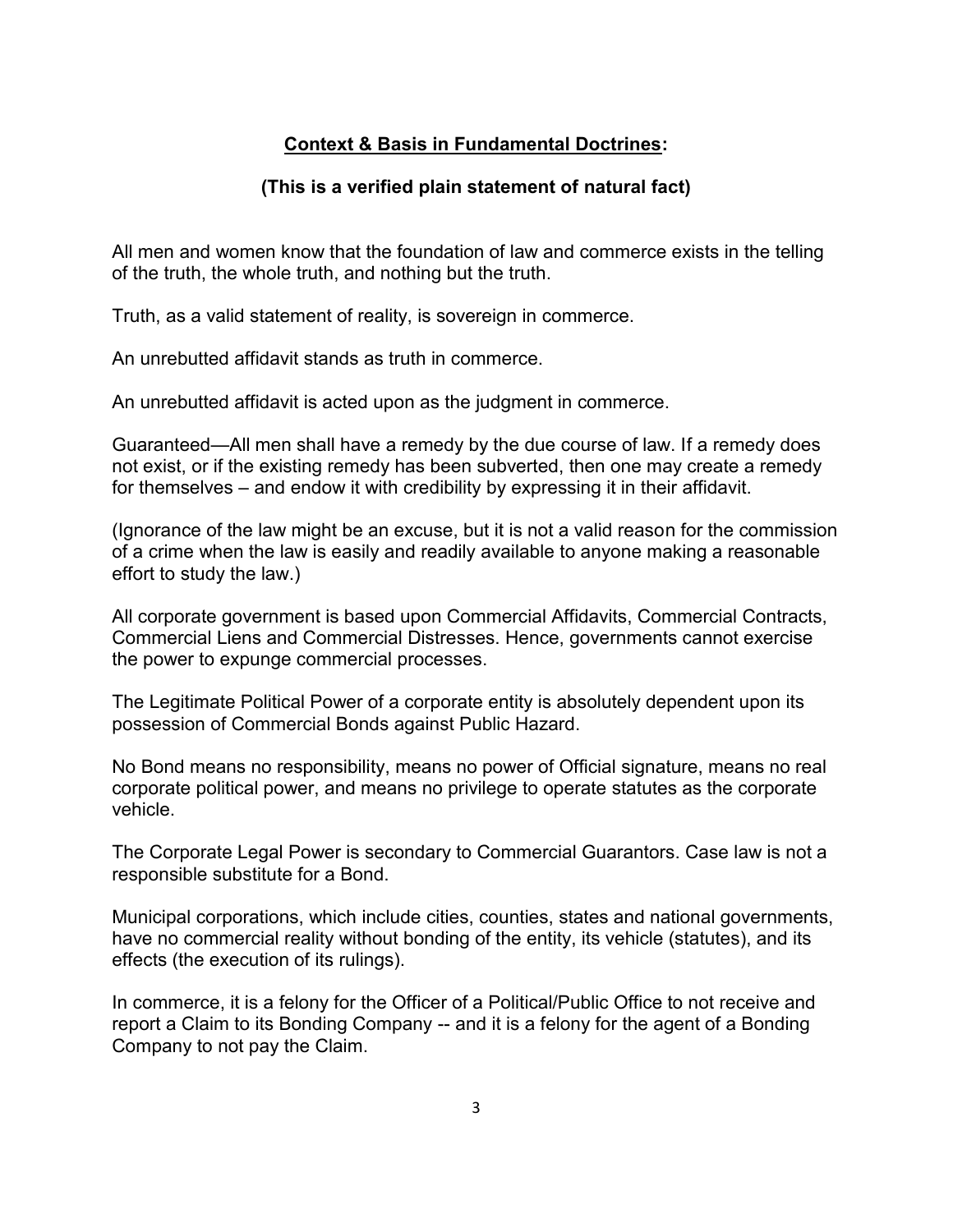## **Context & Basis in Fundamental Doctrines:**

### **(This is a verified plain statement of natural fact)**

All men and women know that the foundation of law and commerce exists in the telling of the truth, the whole truth, and nothing but the truth.

Truth, as a valid statement of reality, is sovereign in commerce.

An unrebutted affidavit stands as truth in commerce.

An unrebutted affidavit is acted upon as the judgment in commerce.

Guaranteed—All men shall have a remedy by the due course of law. If a remedy does not exist, or if the existing remedy has been subverted, then one may create a remedy for themselves – and endow it with credibility by expressing it in their affidavit.

(Ignorance of the law might be an excuse, but it is not a valid reason for the commission of a crime when the law is easily and readily available to anyone making a reasonable effort to study the law.)

All corporate government is based upon Commercial Affidavits, Commercial Contracts, Commercial Liens and Commercial Distresses. Hence, governments cannot exercise the power to expunge commercial processes.

The Legitimate Political Power of a corporate entity is absolutely dependent upon its possession of Commercial Bonds against Public Hazard.

No Bond means no responsibility, means no power of Official signature, means no real corporate political power, and means no privilege to operate statutes as the corporate vehicle.

The Corporate Legal Power is secondary to Commercial Guarantors. Case law is not a responsible substitute for a Bond.

Municipal corporations, which include cities, counties, states and national governments, have no commercial reality without bonding of the entity, its vehicle (statutes), and its effects (the execution of its rulings).

In commerce, it is a felony for the Officer of a Political/Public Office to not receive and report a Claim to its Bonding Company -- and it is a felony for the agent of a Bonding Company to not pay the Claim.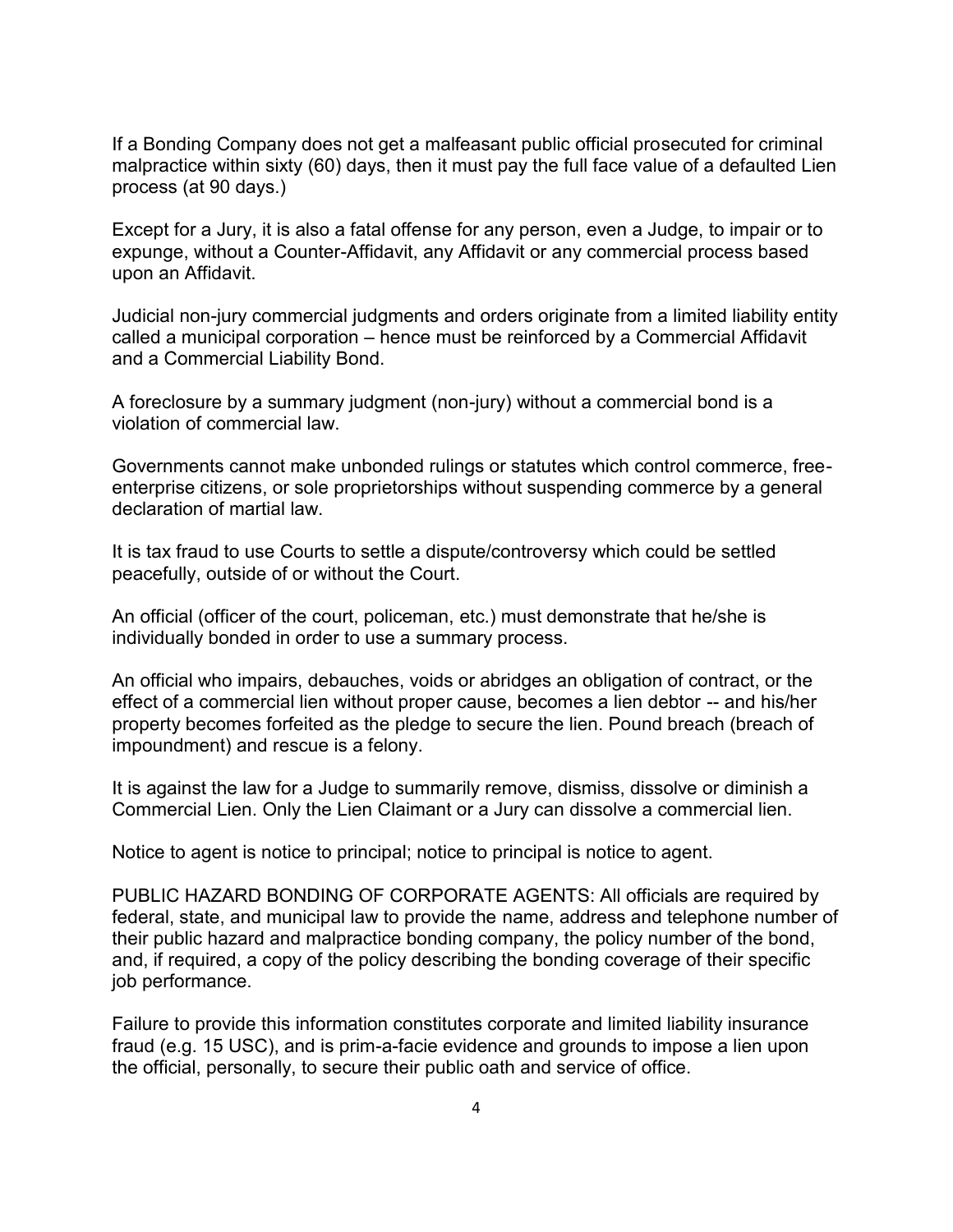If a Bonding Company does not get a malfeasant public official prosecuted for criminal malpractice within sixty (60) days, then it must pay the full face value of a defaulted Lien process (at 90 days.)

Except for a Jury, it is also a fatal offense for any person, even a Judge, to impair or to expunge, without a Counter-Affidavit, any Affidavit or any commercial process based upon an Affidavit.

Judicial non-jury commercial judgments and orders originate from a limited liability entity called a municipal corporation – hence must be reinforced by a Commercial Affidavit and a Commercial Liability Bond.

A foreclosure by a summary judgment (non-jury) without a commercial bond is a violation of commercial law.

Governments cannot make unbonded rulings or statutes which control commerce, free-enterprise citizens, or sole proprietorships without suspending commerce by a general declaration of martial law.

It is tax fraud to use Courts to settle a dispute/controversy which could be settled peacefully, outside of or without the Court.

An official (officer of the court, policeman, etc.) must demonstrate that he/she is individually bonded in order to use a summary process.

An official who impairs, debauches, voids or abridges an obligation of contract, or the effect of a commercial lien without proper cause, becomes a lien debtor -- and his/her property becomes forfeited as the pledge to secure the lien. Pound breach (breach of impoundment) and rescue is a felony.

It is against the law for a Judge to summarily remove, dismiss, dissolve or diminish a Commercial Lien. Only the Lien Claimant or a Jury can dissolve a commercial lien.

Notice to agent is notice to principal; notice to principal is notice to agent.

PUBLIC HAZARD BONDING OF CORPORATE AGENTS: All officials are required by federal, state, and municipal law to provide the name, address and telephone number of their public hazard and malpractice bonding company, the policy number of the bond, and, if required, a copy of the policy describing the bonding coverage of their specific job performance.

Failure to provide this information constitutes corporate and limited liability insurance fraud (e.g. 15 USC), and is prim-a-facie evidence and grounds to impose a lien upon the official, personally, to secure their public oath and service of office.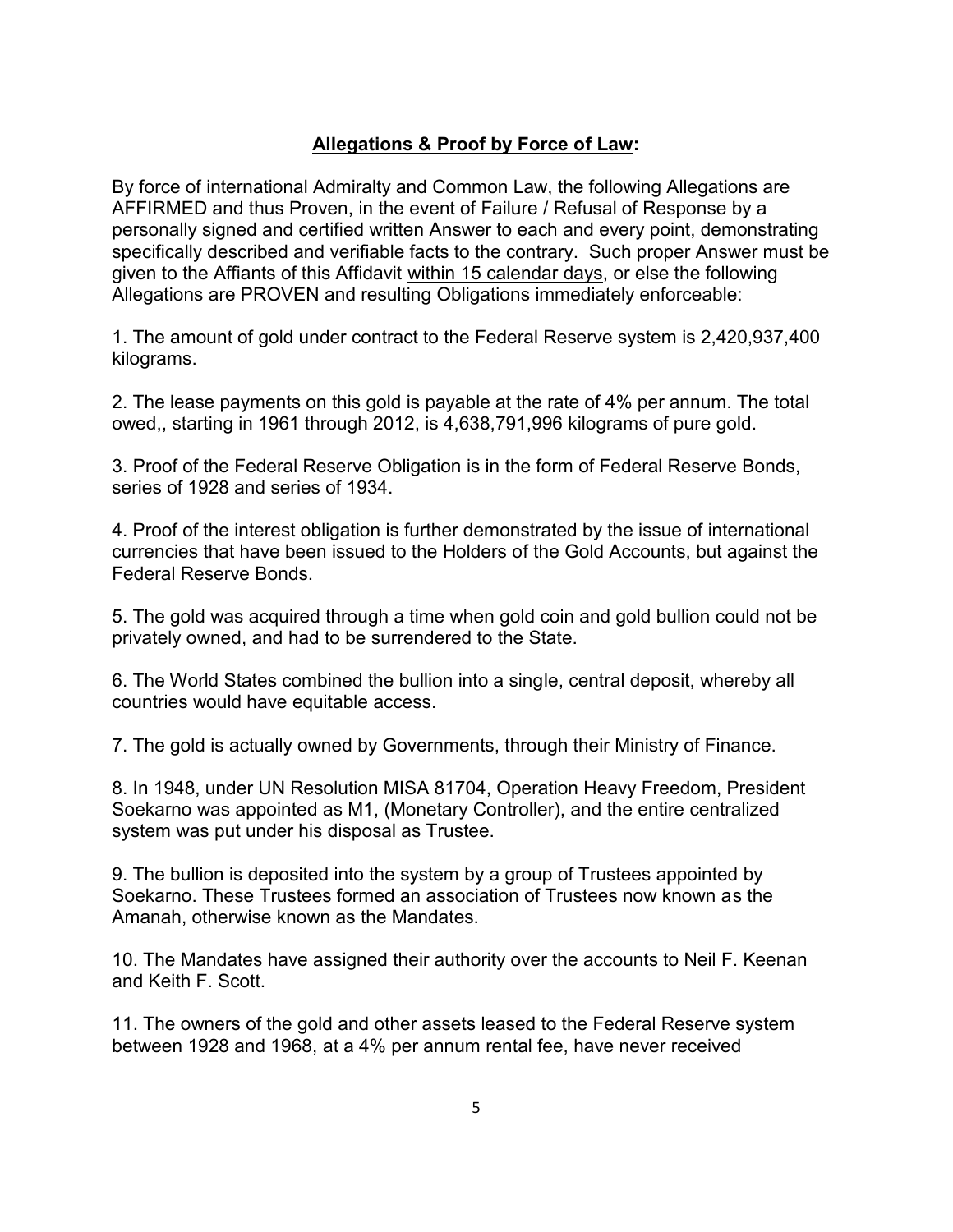**Allegations & Proof by Force of Law:**

By force of international Admiralty and Common Law, the following Allegations are AFFIRMED and thus Proven, in the event of Failure / Refusal of Response by a personally signed and certified written Answer to each and every point, demonstrating specifically described and verifiable facts to the contrary. Such proper Answer must be given to the Affiants of this Affidavit within 15 calendar days, or else the following Allegations are PROVEN and resulting Obligations immediately enforceable:

1. The amount of gold under contract to the Federal Reserve system is 2,420,937,400 kilograms.

2. The lease payments on this gold is payable at the rate of 4% per annum. The total owed,, starting in 1961 through 2012, is 4,638,791,996 kilograms of pure gold.

3. Proof of the Federal Reserve Obligation is in the form of Federal Reserve Bonds, series of 1928 and series of 1934.

4. Proof of the interest obligation is further demonstrated by the issue of international currencies that have been issued to the Holders of the Gold Accounts, but against the Federal Reserve Bonds.

5. The gold was acquired through a time when gold coin and gold bullion could not be privately owned, and had to be surrendered to the State.

6. The World States combined the bullion into a single, central deposit, whereby all countries would have equitable access.

7. The gold is actually owned by Governments, through their Ministry of Finance.

8. In 1948, under UN Resolution MISA 81704, Operation Heavy Freedom, President Soekarno was appointed as M1, (Monetary Controller), and the entire centralized system was put under his disposal as Trustee.

9. The bullion is deposited into the system by a group of Trustees appointed by Soekarno. These Trustees formed an association of Trustees now known as the Amanah, otherwise known as the Mandates.

10. The Mandates have assigned their authority over the accounts to Neil F. Keenan and Keith F. Scott.

11. The owners of the gold and other assets leased to the Federal Reserve system between 1928 and 1968, at a 4% per annum rental fee, have never received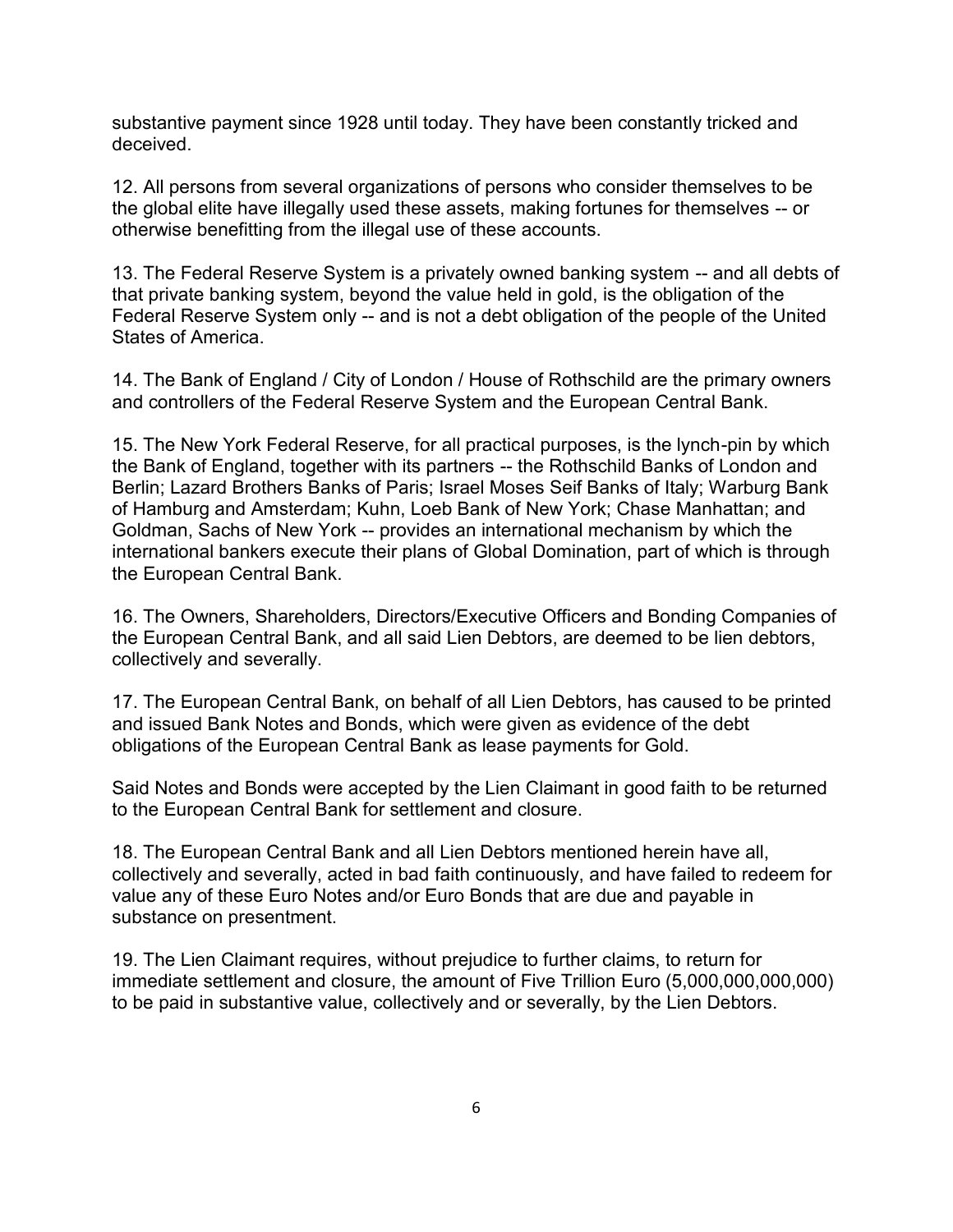substantive payment since 1928 until today. They have been constantly tricked and deceived.

12. All persons from several organizations of persons who consider themselves to be the global elite have illegally used these assets, making fortunes for themselves -- or otherwise benefitting from the illegal use of these accounts.

13. The Federal Reserve System is a privately owned banking system -- and all debts of that private banking system, beyond the value held in gold, is the obligation of the Federal Reserve System only -- and is not a debt obligation of the people of the United States of America.

14. The Bank of England / City of London / House of Rothschild are the primary owners and controllers of the Federal Reserve System and the European Central Bank.

15. The New York Federal Reserve, for all practical purposes, is the lynch-pin by which the Bank of England, together with its partners -- the Rothschild Banks of London and Berlin; Lazard Brothers Banks of Paris; Israel Moses Seif Banks of Italy; Warburg Bank of Hamburg and Amsterdam; Kuhn, Loeb Bank of New York; Chase Manhattan; and Goldman, Sachs of New York -- provides an international mechanism by which the international bankers execute their plans of Global Domination, part of which is through the European Central Bank.

16. The Owners, Shareholders, Directors/Executive Officers and Bonding Companies of the European Central Bank, and all said Lien Debtors, are deemed to be lien debtors, collectively and severally.

17. The European Central Bank, on behalf of all Lien Debtors, has caused to be printed and issued Bank Notes and Bonds, which were given as evidence of the debt obligations of the European Central Bank as lease payments for Gold.

Said Notes and Bonds were accepted by the Lien Claimant in good faith to be returned to the European Central Bank for settlement and closure.

18. The European Central Bank and all Lien Debtors mentioned herein have all, collectively and severally, acted in bad faith continuously, and have failed to redeem for value any of these Euro Notes and/or Euro Bonds that are due and payable in substance on presentment.

19. The Lien Claimant requires, without prejudice to further claims, to return for immediate settlement and closure, the amount of Five Trillion Euro (5,000,000,000,000) to be paid in substantive value, collectively and or severally, by the Lien Debtors.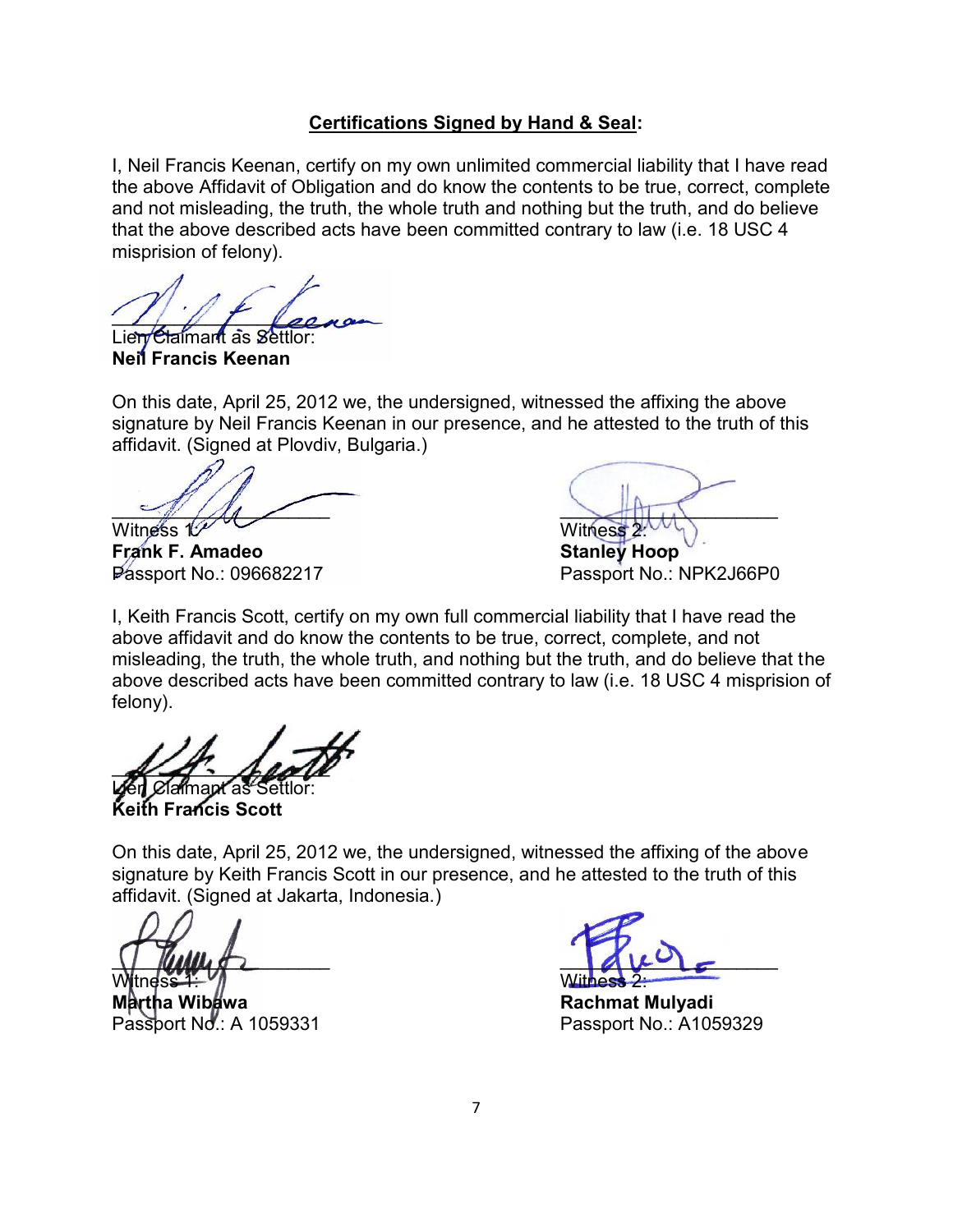**Certifications Signed by Hand & Seal:**

I, Neil Francis Keenan, certify on my own unlimited commercial liability that I have read the above Affidavit of Obligation and do know the contents to be true, correct, complete and not misleading, the truth, the whole truth and nothing but the truth, and do believe that the above described acts have been committed contrary to law (i.e. 18 USC 4 misprision of felony).

Lien Claimant as Settlor:
**Neil Francis Keenan**

On this date, April 25, 2012 we, the undersigned, witnessed the affixing the above signature by Neil Francis Keenan in our presence, and he attested to the truth of this affidavit. (Signed at Plovdiv, Bulgaria.)

Witness 1:
**Frank F. Amadeo**
Passport No.: 096682217

Witness 2:
**Stanley Hoop**
Passport No.: NPK2J66P0

I, Keith Francis Scott, certify on my own full commercial liability that I have read the above affidavit and do know the contents to be true, correct, complete, and not misleading, the truth, the whole truth, and nothing but the truth, and do believe that the above described acts have been committed contrary to law (i.e. 18 USC 4 misprision of felony).

Lien Claimant as Settlor:
**Keith Francis Scott**

On this date, April 25, 2012 we, the undersigned, witnessed the affixing of the above signature by Keith Francis Scott in our presence, and he attested to the truth of this affidavit. (Signed at Jakarta, Indonesia.)

Witness 1:
**Martha Wibawa**
Passport No.: A 1059331

Witness 2:
**Rachmat Mulyadi**
Passport No.: A1059329